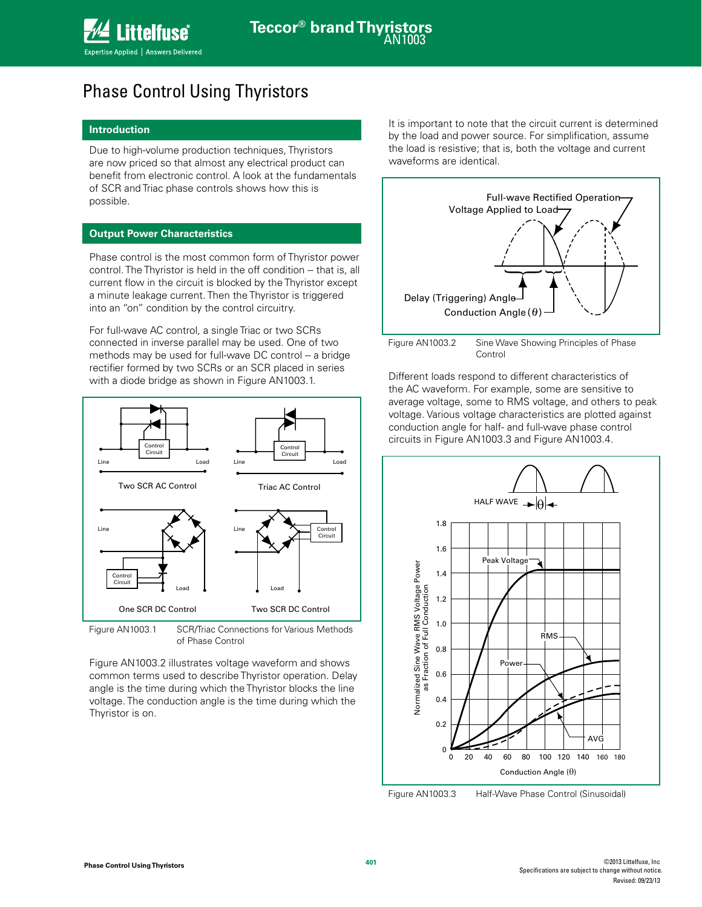# Phase Control Using Thyristors

## Introduction

Due to high-volume production techniques, Thyristors are now priced so that almost any electrical product can benefit from electronic control. A look at the fundamentals of SCR and Triac phase controls shows how this is possible.

## Output Power Characteristics

Phase control is the most common form of Thyristor power control. The Thyristor is held in the off condition – that is, all current flow in the circuit is blocked by the Thyristor except a minute leakage current. Then the Thyristor is triggered into an "on" condition by the control circuitry.

For full-wave AC control, a single Triac or two SCRs connected in inverse parallel may be used. One of two methods may be used for full-wave DC control -- a bridge rectifier formed by two SCRs or an SCR placed in series with a diode bridge as shown in Figure AN1003.1.

Figure AN1003.1 SCR/Triac Connections for Various Methods of Phase Control

Figure AN1003.2 illustrates voltage waveform and shows common terms used to describe Thyristor operation. Delay angle is the time during which the Thyristor blocks the line voltage. The conduction angle is the time during which the Thyristor is on.

It is important to note that the circuit current is determined by the load and power source. For simplification, assume the load is resistive; that is, both the voltage and current waveforms are identical.

Figure AN1003.2 Sine Wave Showing Principles of Phase Control

Different loads respond to different characteristics of the AC waveform. For example, some are sensitive to average voltage, some to RMS voltage, and others to peak voltage. Various voltage characteristics are plotted against conduction angle for half- and full-wave phase control circuits in Figure AN1003.3 and Figure AN1003.4.

Figure AN1003.3 Half-Wave Phase Control (Sinusoidal)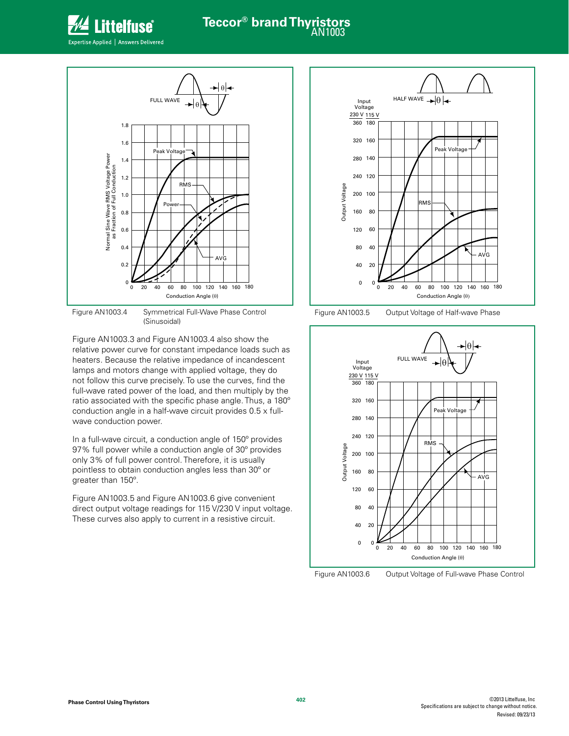Figure AN1003.4 Symmetrical Full-Wave Phase Control (Sinusoidal)

Figure AN1003.3 and Figure AN1003.4 also show the relative power curve for constant impedance loads such as heaters. Because the relative impedance of incandescent lamps and motors change with applied voltage, they do not follow this curve precisely. To use the curves, find the full-wave rated power of the load, and then multiply by the ratio associated with the specific phase angle. Thus, a 180º conduction angle in a half-wave circuit provides 0.5 x full-wave conduction power.

In a full-wave circuit, a conduction angle of 150º provides 97% full power while a conduction angle of 30º provides only 3% of full power control. Therefore, it is usually pointless to obtain conduction angles less than 30º or greater than 150º.

Figure AN1003.5 and Figure AN1003.6 give convenient direct output voltage readings for 115 V/230 V input voltage. These curves also apply to current in a resistive circuit.

Figure AN1003.5 Output Voltage of Half-wave Phase

Figure AN1003.6 Output Voltage of Full-wave Phase Control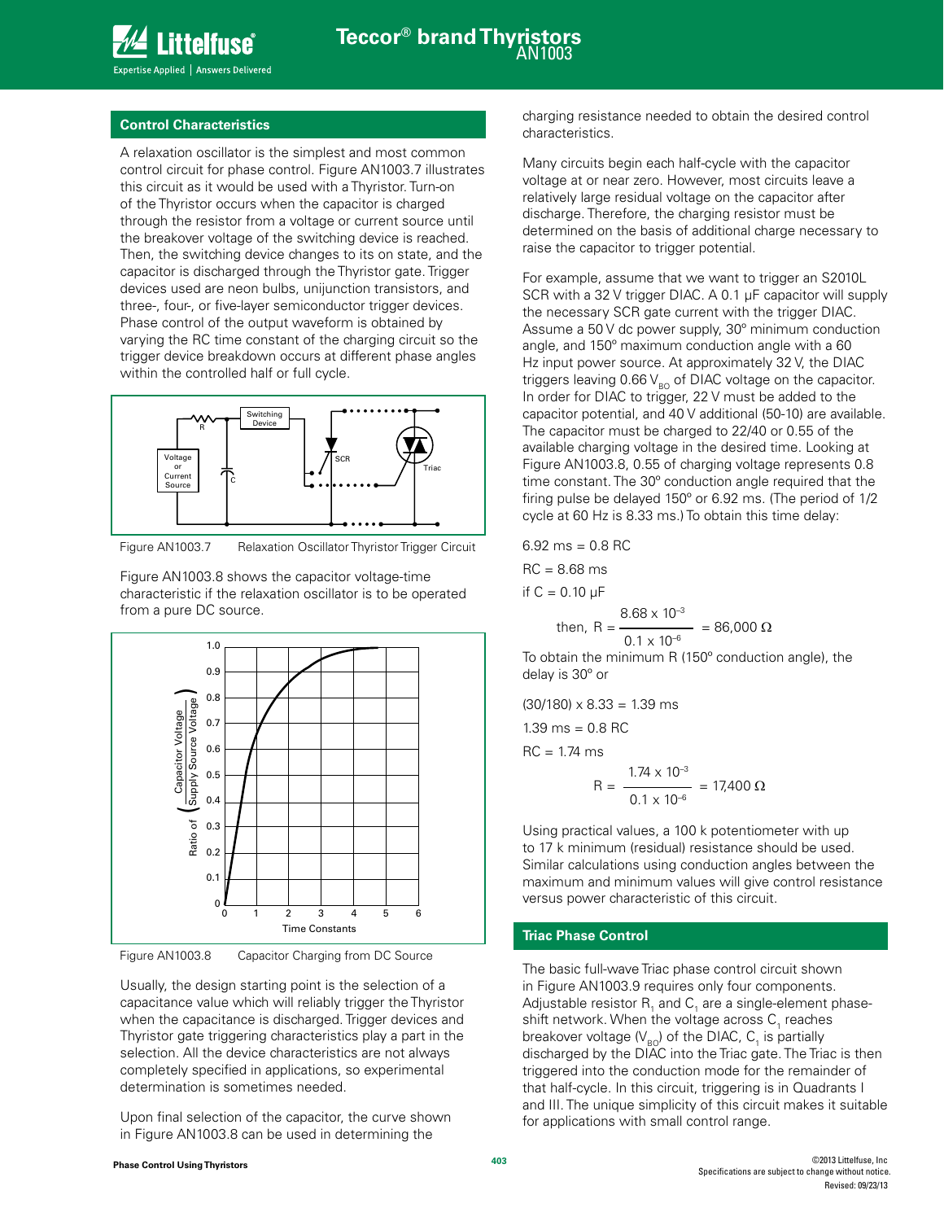## Control Characteristics

A relaxation oscillator is the simplest and most common control circuit for phase control. Figure AN1003.7 illustrates this circuit as it would be used with a Thyristor. Turn-on of the Thyristor occurs when the capacitor is charged through the resistor from a voltage or current source until the breakover voltage of the switching device is reached. Then, the switching device changes to its on state, and the capacitor is discharged through the Thyristor gate. Trigger devices used are neon bulbs, unijunction transistors, and three-, four-, or five-layer semiconductor trigger devices. Phase control of the output waveform is obtained by varying the RC time constant of the charging circuit so the trigger device breakdown occurs at different phase angles within the controlled half or full cycle.

Figure AN1003.7 Relaxation Oscillator Thyristor Trigger Circuit

Figure AN1003.8 shows the capacitor voltage-time characteristic if the relaxation oscillator is to be operated from a pure DC source.

Figure AN1003.8 Capacitor Charging from DC Source

Usually, the design starting point is the selection of a capacitance value which will reliably trigger the Thyristor when the capacitance is discharged. Trigger devices and Thyristor gate triggering characteristics play a part in the selection. All the device characteristics are not always completely specified in applications, so experimental determination is sometimes needed.

Upon final selection of the capacitor, the curve shown in Figure AN1003.8 can be used in determining the charging resistance needed to obtain the desired control characteristics.

Many circuits begin each half-cycle with the capacitor voltage at or near zero. However, most circuits leave a relatively large residual voltage on the capacitor after discharge. Therefore, the charging resistor must be determined on the basis of additional charge necessary to raise the capacitor to trigger potential.

For example, assume that we want to trigger an S2010L SCR with a 32 V trigger DIAC. A 0.1 µF capacitor will supply the necessary SCR gate current with the trigger DIAC. Assume a 50 V dc power supply, 30º minimum conduction angle, and 150º maximum conduction angle with a 60 Hz input power source. At approximately 32 V, the DIAC triggers leaving 0.66 $V_{BO}$ of DIAC voltage on the capacitor. In order for DIAC to trigger, 22 V must be added to the capacitor potential, and 40 V additional (50-10) are available. The capacitor must be charged to 22/40 or 0.55 of the available charging voltage in the desired time. Looking at Figure AN1003.8, 0.55 of charging voltage represents 0.8 time constant. The 30º conduction angle required that the firing pulse be delayed 150º or 6.92 ms. (The period of 1/2 cycle at 60 Hz is 8.33 ms.) To obtain this time delay:

6.92 ms = 0.8 RC

RC = 8.68 ms

if C = 0.10 µF

$$\text{then, } R = \frac{8.68 \times 10^{-3}}{0.1 \times 10^{-6}} = 86{,}000\ \Omega$$

To obtain the minimum R (150º conduction angle), the delay is 30º or

(30/180) x 8.33 = 1.39 ms

1.39 ms = 0.8 RC

RC = 1.74 ms

$$R = \frac{1.74 \times 10^{-3}}{0.1 \times 10^{-6}} = 17{,}400\ \Omega$$

Using practical values, a 100 k potentiometer with up to 17 k minimum (residual) resistance should be used. Similar calculations using conduction angles between the maximum and minimum values will give control resistance versus power characteristic of this circuit.

## Triac Phase Control

The basic full-wave Triac phase control circuit shown in Figure AN1003.9 requires only four components. Adjustable resistor $R_1$ and $C_1$ are a single-element phase-shift network. When the voltage across $C_1$ reaches breakover voltage ($V_{BO}$) of the DIAC, $C_1$ is partially discharged by the DIAC into the Triac gate. The Triac is then triggered into the conduction mode for the remainder of that half-cycle. In this circuit, triggering is in Quadrants I and III. The unique simplicity of this circuit makes it suitable for applications with small control range.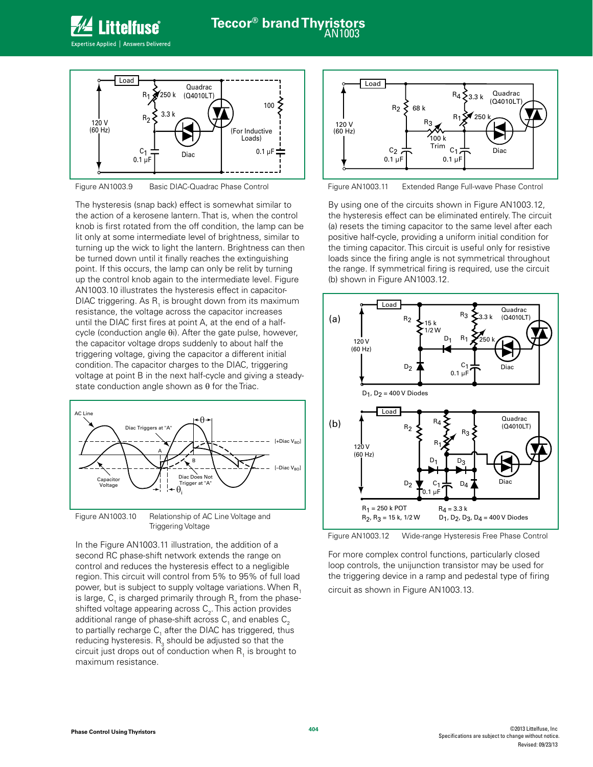Figure AN1003.9 Basic DIAC-Quadrac Phase Control

The hysteresis (snap back) effect is somewhat similar to the action of a kerosene lantern. That is, when the control knob is first rotated from the off condition, the lamp can be lit only at some intermediate level of brightness, similar to turning up the wick to light the lantern. Brightness can then be turned down until it finally reaches the extinguishing point. If this occurs, the lamp can only be relit by turning up the control knob again to the intermediate level. Figure AN1003.10 illustrates the hysteresis effect in capacitor-DIAC triggering. As $R_1$ is brought down from its maximum resistance, the voltage across the capacitor increases until the DIAC first fires at point A, at the end of a half-cycle (conduction angle $\theta i$). After the gate pulse, however, the capacitor voltage drops suddenly to about half the triggering voltage, giving the capacitor a different initial condition. The capacitor charges to the DIAC, triggering voltage at point B in the next half-cycle and giving a steady-state conduction angle shown as $\theta$ for the Triac.

Figure AN1003.10 Relationship of AC Line Voltage and Triggering Voltage

In the Figure AN1003.11 illustration, the addition of a second RC phase-shift network extends the range on control and reduces the hysteresis effect to a negligible region. This circuit will control from 5% to 95% of full load power, but is subject to supply voltage variations. When $R_1$ is large, $C_1$ is charged primarily through $R_3$ from the phase-shifted voltage appearing across $C_2$. This action provides additional range of phase-shift across $C_1$ and enables $C_2$ to partially recharge $C_1$ after the DIAC has triggered, thus reducing hysteresis. $R_3$ should be adjusted so that the circuit just drops out of conduction when $R_1$ is brought to maximum resistance.

Figure AN1003.11 Extended Range Full-wave Phase Control

By using one of the circuits shown in Figure AN1003.12, the hysteresis effect can be eliminated entirely. The circuit (a) resets the timing capacitor to the same level after each positive half-cycle, providing a uniform initial condition for the timing capacitor. This circuit is useful only for resistive loads since the firing angle is not symmetrical throughout the range. If symmetrical firing is required, use the circuit (b) shown in Figure AN1003.12.

Figure AN1003.12 Wide-range Hysteresis Free Phase Control

For more complex control functions, particularly closed loop controls, the unijunction transistor may be used for the triggering device in a ramp and pedestal type of firing circuit as shown in Figure AN1003.13.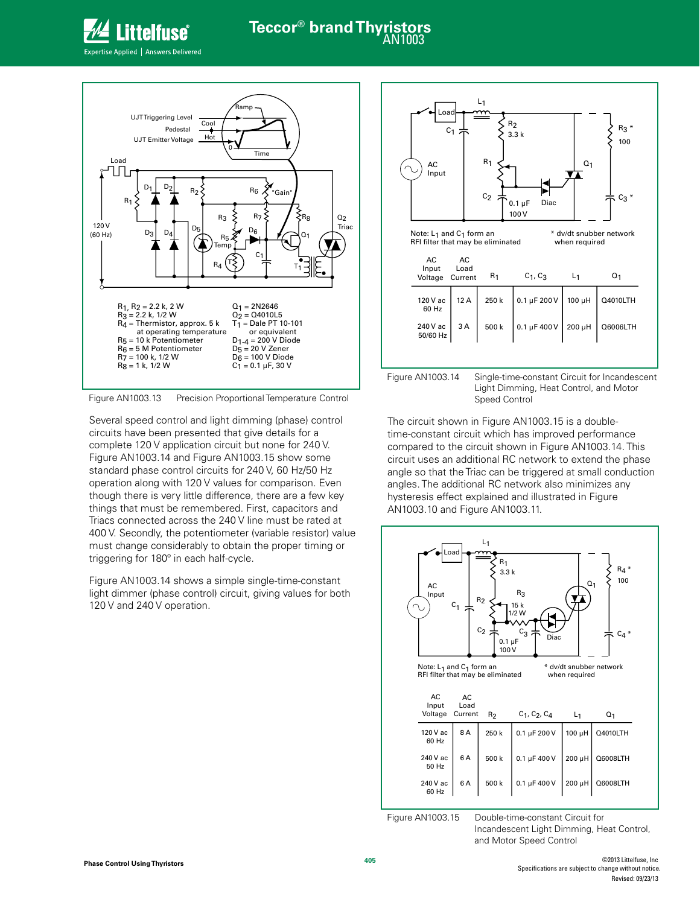R₁ component list etc. are part of figure; but no images detected. Component lists are text inside figures. I'll include figure-associated text like component values and tables since they are text.

$R_1$, $R_2$ = 2.2 k, 2 W
$R_3$ = 2.2 k, 1/2 W
$R_4$ = Thermistor, approx. 5 k at operating temperature
$R_5$ = 10 k Potentiometer
$R_6$ = 5 M Potentiometer
$R_7$ = 100 k, 1/2 W
$R_8$ = 1 k, 1/2 W

$Q_1$ = 2N2646
$Q_2$ = Q4010L5
$T_1$ = Dale PT 10-101 or equivalent
$D_{1-4}$ = 200 V Diode
$D_5$ = 20 V Zener
$D_6$ = 100 V Diode
$C_1$ = 0.1 µF, 30 V

Figure AN1003.13 Precision Proportional Temperature Control

Several speed control and light dimming (phase) control circuits have been presented that give details for a complete 120 V application circuit but none for 240 V. Figure AN1003.14 and Figure AN1003.15 show some standard phase control circuits for 240 V, 60 Hz/50 Hz operation along with 120 V values for comparison. Even though there is very little difference, there are a few key things that must be remembered. First, capacitors and Triacs connected across the 240 V line must be rated at 400 V. Secondly, the potentiometer (variable resistor) value must change considerably to obtain the proper timing or triggering for 180° in each half-cycle.

Figure AN1003.14 shows a simple single-time-constant light dimmer (phase control) circuit, giving values for both 120 V and 240 V operation.

Note: $L_1$ and $C_1$ form an RFI filter that may be eliminated

* dv/dt snubber network when required

| AC Input Voltage | AC Load Current | $R_1$ | $C_1$, $C_3$ | $L_1$ | $Q_1$ |
|---|---|---|---|---|---|
| 120 V ac 60 Hz | 12 A | 250 k | 0.1 µF 200 V | 100 µH | Q4010LTH |
| 240 V ac 50/60 Hz | 3 A | 500 k | 0.1 µF 400 V | 200 µH | Q6006LTH |

Figure AN1003.14 Single-time-constant Circuit for Incandescent Light Dimming, Heat Control, and Motor Speed Control

The circuit shown in Figure AN1003.15 is a double-time-constant circuit which has improved performance compared to the circuit shown in Figure AN1003.14. This circuit uses an additional RC network to extend the phase angle so that the Triac can be triggered at small conduction angles. The additional RC network also minimizes any hysteresis effect explained and illustrated in Figure AN1003.10 and Figure AN1003.11.

Note: $L_1$ and $C_1$ form an RFI filter that may be eliminated

* dv/dt snubber network when required

| AC Input Voltage | AC Load Current | $R_2$ | $C_1$, $C_2$, $C_4$ | $L_1$ | $Q_1$ |
|---|---|---|---|---|---|
| 120 V ac 60 Hz | 8 A | 250 k | 0.1 µF 200 V | 100 µH | Q4010LTH |
| 240 V ac 50 Hz | 6 A | 500 k | 0.1 µF 400 V | 200 µH | Q6008LTH |
| 240 V ac 60 Hz | 6 A | 500 k | 0.1 µF 400 V | 200 µH | Q6008LTH |

Figure AN1003.15 Double-time-constant Circuit for Incandescent Light Dimming, Heat Control, and Motor Speed Control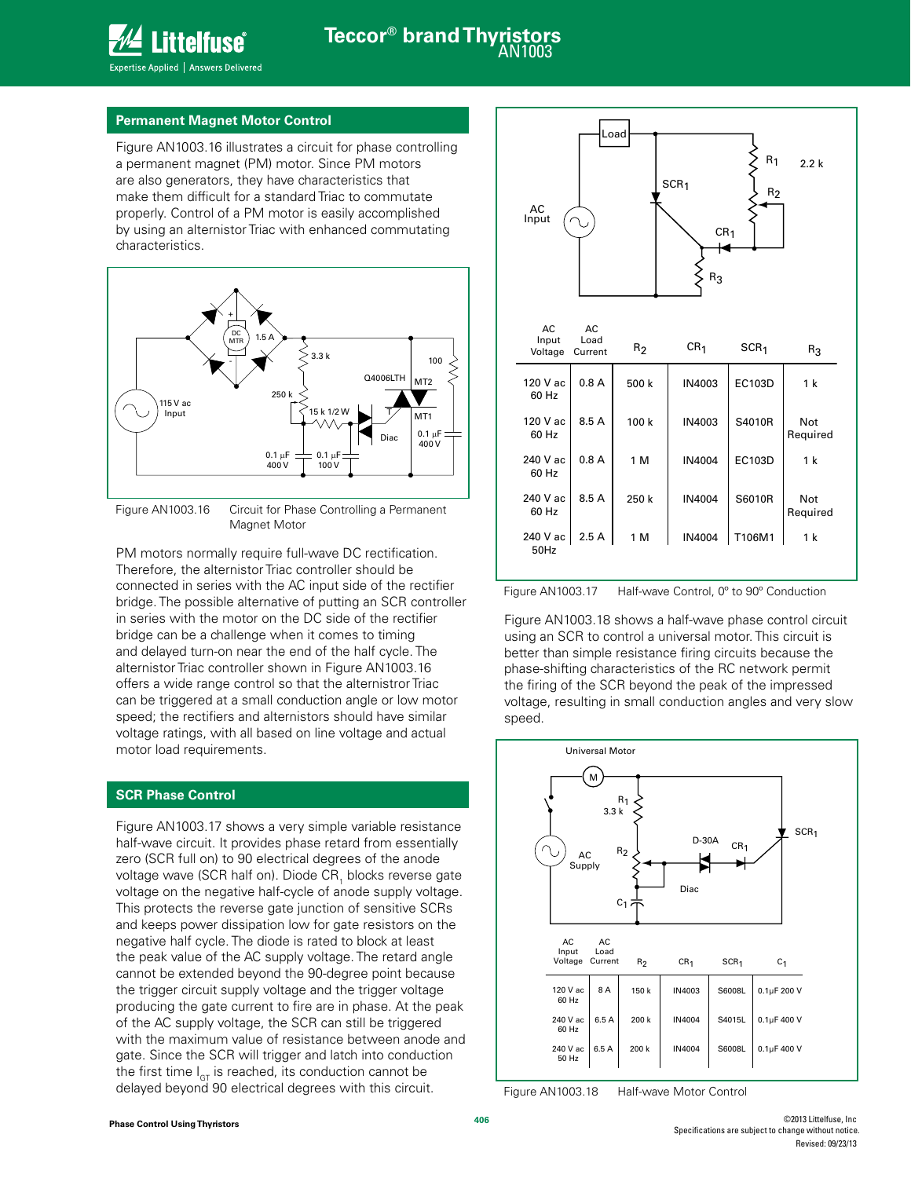## Permanent Magnet Motor Control

Figure AN1003.16 illustrates a circuit for phase controlling a permanent magnet (PM) motor. Since PM motors are also generators, they have characteristics that make them difficult for a standard Triac to commutate properly. Control of a PM motor is easily accomplished by using an alternistor Triac with enhanced commutating characteristics.

Figure AN1003.16 Circuit for Phase Controlling a Permanent Magnet Motor

PM motors normally require full-wave DC rectification. Therefore, the alternistor Triac controller should be connected in series with the AC input side of the rectifier bridge. The possible alternative of putting an SCR controller in series with the motor on the DC side of the rectifier bridge can be a challenge when it comes to timing and delayed turn-on near the end of the half cycle. The alternistor Triac controller shown in Figure AN1003.16 offers a wide range control so that the alternistor Triac can be triggered at a small conduction angle or low motor speed; the rectifiers and alternistors should have similar voltage ratings, with all based on line voltage and actual motor load requirements.

## SCR Phase Control

Figure AN1003.17 shows a very simple variable resistance half-wave circuit. It provides phase retard from essentially zero (SCR full on) to 90 electrical degrees of the anode voltage wave (SCR half on). Diode $CR_1$ blocks reverse gate voltage on the negative half-cycle of anode supply voltage. This protects the reverse gate junction of sensitive SCRs and keeps power dissipation low for gate resistors on the negative half cycle. The diode is rated to block at least the peak value of the AC supply voltage. The retard angle cannot be extended beyond the 90-degree point because the trigger circuit supply voltage and the trigger voltage producing the gate current to fire are in phase. At the peak of the AC supply voltage, the SCR can still be triggered with the maximum value of resistance between anode and gate. Since the SCR will trigger and latch into conduction the first time $I_{GT}$ is reached, its conduction cannot be delayed beyond 90 electrical degrees with this circuit.

| AC Input Voltage | AC Load Current | $R_2$ | $CR_1$ | $SCR_1$ | $R_3$ |
|---|---|---|---|---|---|
| 120 V ac 60 Hz | 0.8 A | 500 k | IN4003 | EC103D | 1 k |
| 120 V ac 60 Hz | 8.5 A | 100 k | IN4003 | S4010R | Not Required |
| 240 V ac 60 Hz | 0.8 A | 1 M | IN4004 | EC103D | 1 k |
| 240 V ac 60 Hz | 8.5 A | 250 k | IN4004 | S6010R | Not Required |
| 240 V ac 50Hz | 2.5 A | 1 M | IN4004 | T106M1 | 1 k |

Figure AN1003.17 Half-wave Control, 0º to 90º Conduction

Figure AN1003.18 shows a half-wave phase control circuit using an SCR to control a universal motor. This circuit is better than simple resistance firing circuits because the phase-shifting characteristics of the RC network permit the firing of the SCR beyond the peak of the impressed voltage, resulting in small conduction angles and very slow speed.

| AC Input Voltage | AC Load Current | $R_2$ | $CR_1$ | $SCR_1$ | $C_1$ |
|---|---|---|---|---|---|
| 120 V ac 60 Hz | 8 A | 150 k | IN4003 | S6008L | 0.1µF 200 V |
| 240 V ac 60 Hz | 6.5 A | 200 k | IN4004 | S4015L | 0.1µF 400 V |
| 240 V ac 50 Hz | 6.5 A | 200 k | IN4004 | S6008L | 0.1µF 400 V |

Figure AN1003.18 Half-wave Motor Control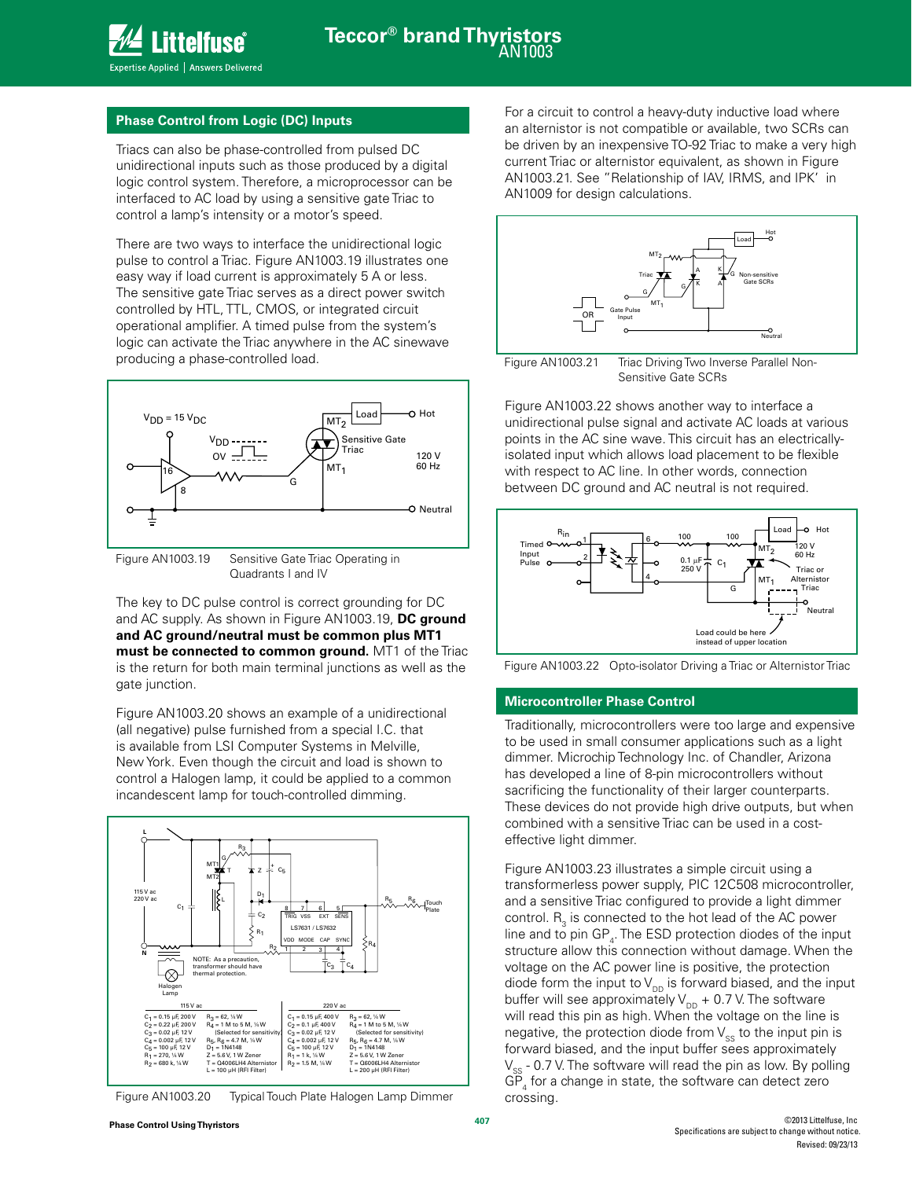## Phase Control from Logic (DC) Inputs

Triacs can also be phase-controlled from pulsed DC unidirectional inputs such as those produced by a digital logic control system. Therefore, a microprocessor can be interfaced to AC load by using a sensitive gate Triac to control a lamp's intensity or a motor's speed.

There are two ways to interface the unidirectional logic pulse to control a Triac. Figure AN1003.19 illustrates one easy way if load current is approximately 5 A or less. The sensitive gate Triac serves as a direct power switch controlled by HTL, TTL, CMOS, or integrated circuit operational amplifier. A timed pulse from the system's logic can activate the Triac anywhere in the AC sinewave producing a phase-controlled load.

Figure AN1003.19 Sensitive Gate Triac Operating in Quadrants I and IV

The key to DC pulse control is correct grounding for DC and AC supply. As shown in Figure AN1003.19, **DC ground and AC ground/neutral must be common plus MT1 must be connected to common ground.** MT1 of the Triac is the return for both main terminal junctions as well as the gate junction.

Figure AN1003.20 shows an example of a unidirectional (all negative) pulse furnished from a special I.C. that is available from LSI Computer Systems in Melville, New York. Even though the circuit and load is shown to control a Halogen lamp, it could be applied to a common incandescent lamp for touch-controlled dimming.

| 115 V ac | | 220 V ac | |
|---|---|---|---|
| $C_1$ = 0.15 µF, 200 V | $R_3$ = 62, ¼ W | $C_1$ = 0.15 µF, 400 V | $R_3$ = 62, ¼ W |
| $C_2$ = 0.22 µF, 200 V | $R_4$ = 1 M to 5 M, ¼ W (Selected for sensitivity) | $C_2$ = 0.1 µF, 400 V | $R_4$ = 1 M to 5 M, ¼ W (Selected for sensitivity) |
| $C_3$ = 0.02 µF, 12 V | $R_5$, $R_6$ = 4.7 M, ¼ W | $C_3$ = 0.02 µF, 12 V | $R_5$, $R_6$ = 4.7 M, ¼ W |
| $C_4$ = 0.002 µF, 12 V | $D_1$ = 1N4148 | $C_4$ = 0.002 µF, 12 V | $D_1$ = 1N4148 |
| $C_5$ = 100 µF, 12 V | Z = 5.6 V, 1 W Zener | $C_5$ = 100 µF, 12 V | Z = 5.6 V, 1 W Zener |
| $R_1$ = 270, ¼ W | T = Q4006LH4 Alternistor | $R_1$ = 1 k, ¼ W | T = Q6006LH4 Alternistor |
| $R_2$ = 680 k, ¼ W | L = 100 µH (RFI Filter) | $R_2$ = 1.5 M, ¼ W | L = 200 µH (RFI Filter) |

NOTE: As a precaution, transformer should have thermal protection.

Figure AN1003.20 Typical Touch Plate Halogen Lamp Dimmer

For a circuit to control a heavy-duty inductive load where an alternistor is not compatible or available, two SCRs can be driven by an inexpensive TO-92 Triac to make a very high current Triac or alternistor equivalent, as shown in Figure AN1003.21. See "Relationship of IAV, IRMS, and IPK" in AN1009 for design calculations.

Figure AN1003.21 Triac Driving Two Inverse Parallel Non-Sensitive Gate SCRs

Figure AN1003.22 shows another way to interface a unidirectional pulse signal and activate AC loads at various points in the AC sine wave. This circuit has an electrically-isolated input which allows load placement to be flexible with respect to AC line. In other words, connection between DC ground and AC neutral is not required.

Figure AN1003.22 Opto-isolator Driving a Triac or Alternistor Triac

## Microcontroller Phase Control

Traditionally, microcontrollers were too large and expensive to be used in small consumer applications such as a light dimmer. Microchip Technology Inc. of Chandler, Arizona has developed a line of 8-pin microcontrollers without sacrificing the functionality of their larger counterparts. These devices do not provide high drive outputs, but when combined with a sensitive Triac can be used in a cost-effective light dimmer.

Figure AN1003.23 illustrates a simple circuit using a transformerless power supply, PIC 12C508 microcontroller, and a sensitive Triac configured to provide a light dimmer control. $R_3$ is connected to the hot lead of the AC power line and to pin $GP_4$. The ESD protection diodes of the input structure allow this connection without damage. When the voltage on the AC power line is positive, the protection diode form the input to $V_{DD}$ is forward biased, and the input buffer will see approximately $V_{DD}$ + 0.7 V. The software will read this pin as high. When the voltage on the line is negative, the protection diode from $V_{SS}$ to the input pin is forward biased, and the input buffer sees approximately $V_{SS}$ - 0.7 V. The software will read the pin as low. By polling $GP_4$ for a change in state, the software can detect zero crossing.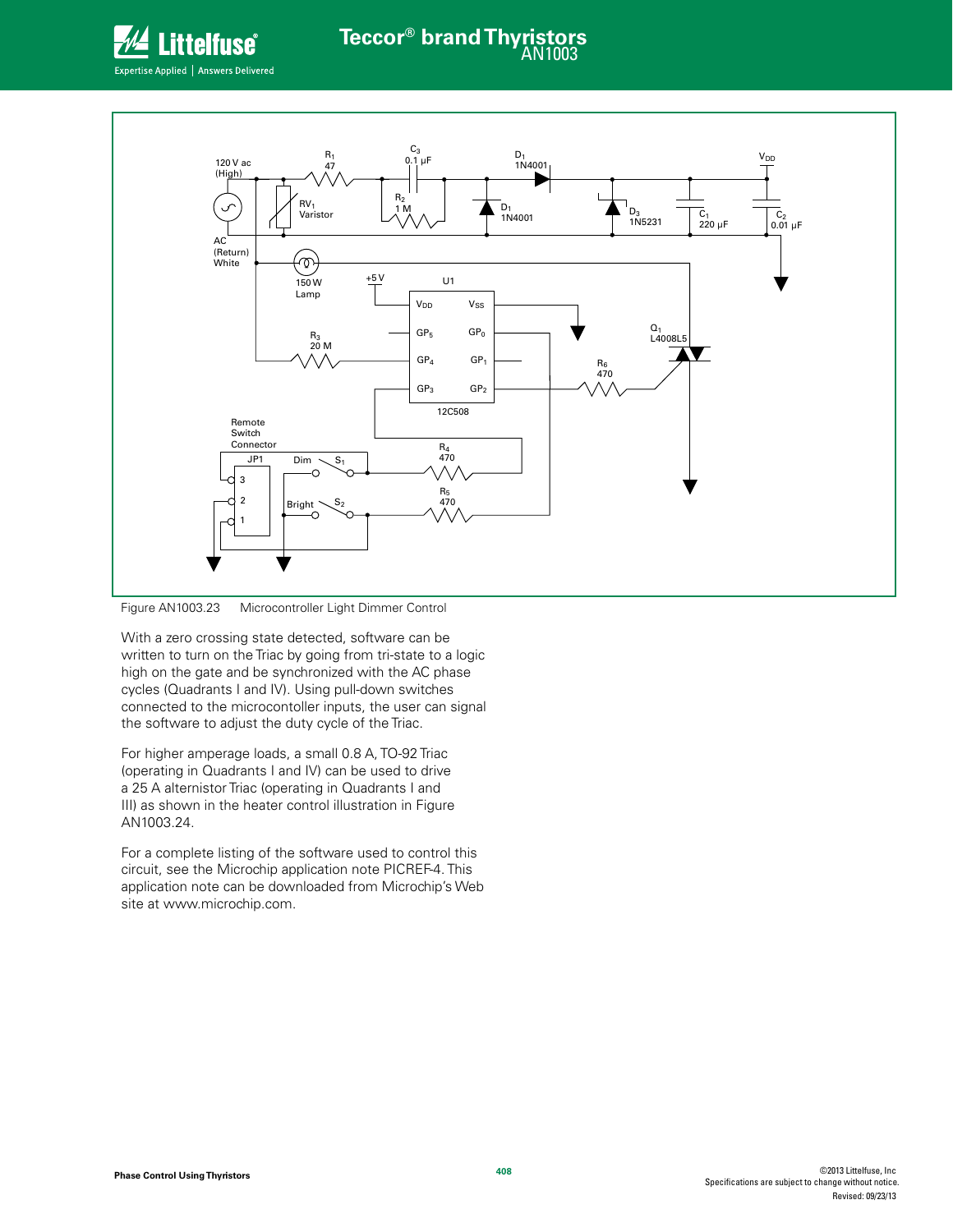Figure AN1003.23 Microcontroller Light Dimmer Control

With a zero crossing state detected, software can be written to turn on the Triac by going from tri-state to a logic high on the gate and be synchronized with the AC phase cycles (Quadrants I and IV). Using pull-down switches connected to the microcontoller inputs, the user can signal the software to adjust the duty cycle of the Triac.

For higher amperage loads, a small 0.8 A, TO-92 Triac (operating in Quadrants I and IV) can be used to drive a 25 A alternistor Triac (operating in Quadrants I and III) as shown in the heater control illustration in Figure AN1003.24.

For a complete listing of the software used to control this circuit, see the Microchip application note PICREF-4. This application note can be downloaded from Microchip's Web site at www.microchip.com.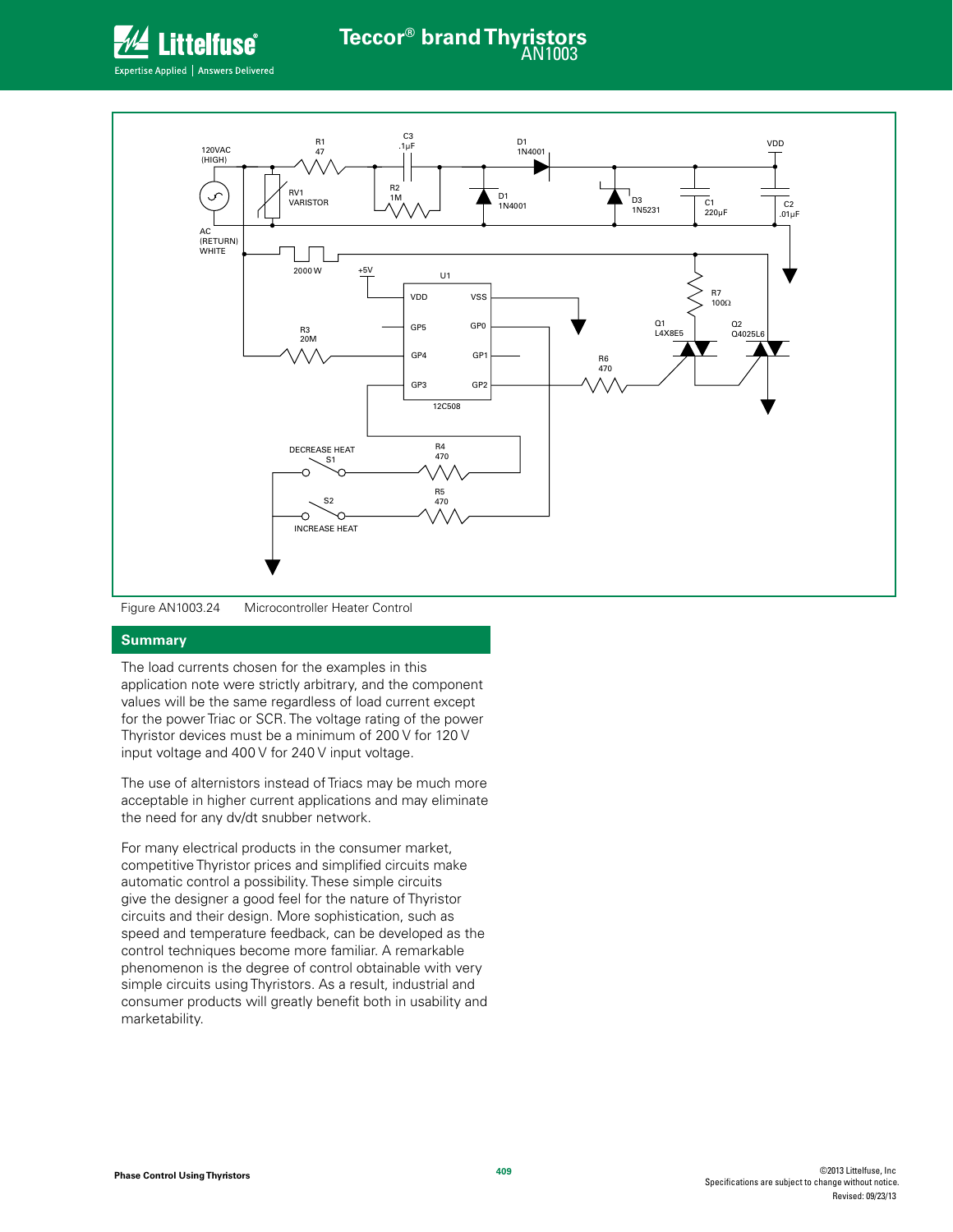120VAC
(HIGH)
R1
47
C3
.1µF
D1
1N4001
VDD
RV1
VARISTOR
R2
1M
D1
1N4001
D3
1N5231
C1
220µF
C2
.01µF
AC
(RETURN)
WHITE
2000 W
+5V
U1
VDD
VSS
GP5
GP0
R7
100Ω
Q1
L4X8E5
Q2
Q4025L6
R3
20M
GP4
GP1
R6
470
GP3
GP2
12C508
DECREASE HEAT
S1
R4
470
S2
R5
470
INCREASE HEAT

Figure AN1003.24 Microcontroller Heater Control

## Summary

The load currents chosen for the examples in this application note were strictly arbitrary, and the component values will be the same regardless of load current except for the power Triac or SCR. The voltage rating of the power Thyristor devices must be a minimum of 200 V for 120 V input voltage and 400 V for 240 V input voltage.

The use of alternistors instead of Triacs may be much more acceptable in higher current applications and may eliminate the need for any dv/dt snubber network.

For many electrical products in the consumer market, competitive Thyristor prices and simplified circuits make automatic control a possibility. These simple circuits give the designer a good feel for the nature of Thyristor circuits and their design. More sophistication, such as speed and temperature feedback, can be developed as the control techniques become more familiar. A remarkable phenomenon is the degree of control obtainable with very simple circuits using Thyristors. As a result, industrial and consumer products will greatly benefit both in usability and marketability.